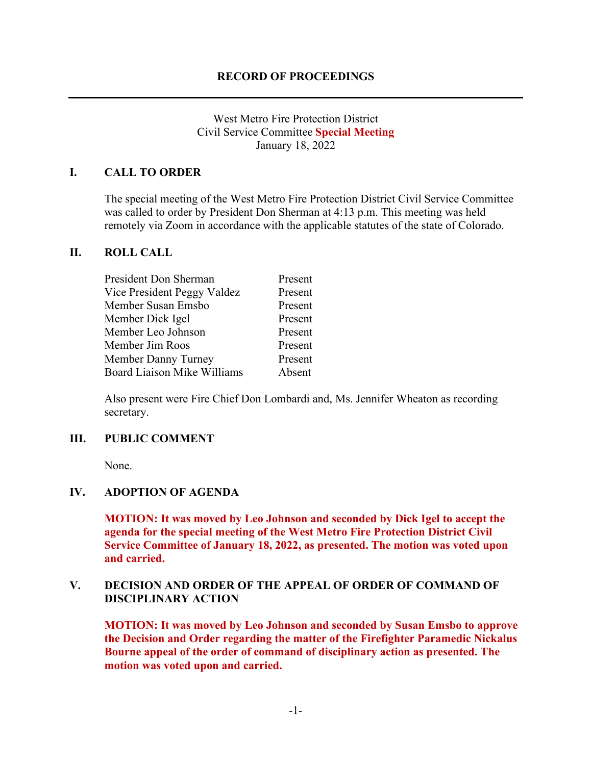# RECORD OF PROCEEDINGS

West Metro Fire Protection District
Civil Service Committee **Special Meeting**
January 18, 2022

## I. CALL TO ORDER

The special meeting of the West Metro Fire Protection District Civil Service Committee was called to order by President Don Sherman at 4:13 p.m. This meeting was held remotely via Zoom in accordance with the applicable statutes of the state of Colorado.

## II. ROLL CALL

| | |
|---|---|
| President Don Sherman | Present |
| Vice President Peggy Valdez | Present |
| Member Susan Emsbo | Present |
| Member Dick Igel | Present |
| Member Leo Johnson | Present |
| Member Jim Roos | Present |
| Member Danny Turney | Present |
| Board Liaison Mike Williams | Absent |

Also present were Fire Chief Don Lombardi and, Ms. Jennifer Wheaton as recording secretary.

## III. PUBLIC COMMENT

None.

## IV. ADOPTION OF AGENDA

**MOTION: It was moved by Leo Johnson and seconded by Dick Igel to accept the agenda for the special meeting of the West Metro Fire Protection District Civil Service Committee of January 18, 2022, as presented. The motion was voted upon and carried.**

## V. DECISION AND ORDER OF THE APPEAL OF ORDER OF COMMAND OF DISCIPLINARY ACTION

**MOTION: It was moved by Leo Johnson and seconded by Susan Emsbo to approve the Decision and Order regarding the matter of the Firefighter Paramedic Nickalus Bourne appeal of the order of command of disciplinary action as presented. The motion was voted upon and carried.**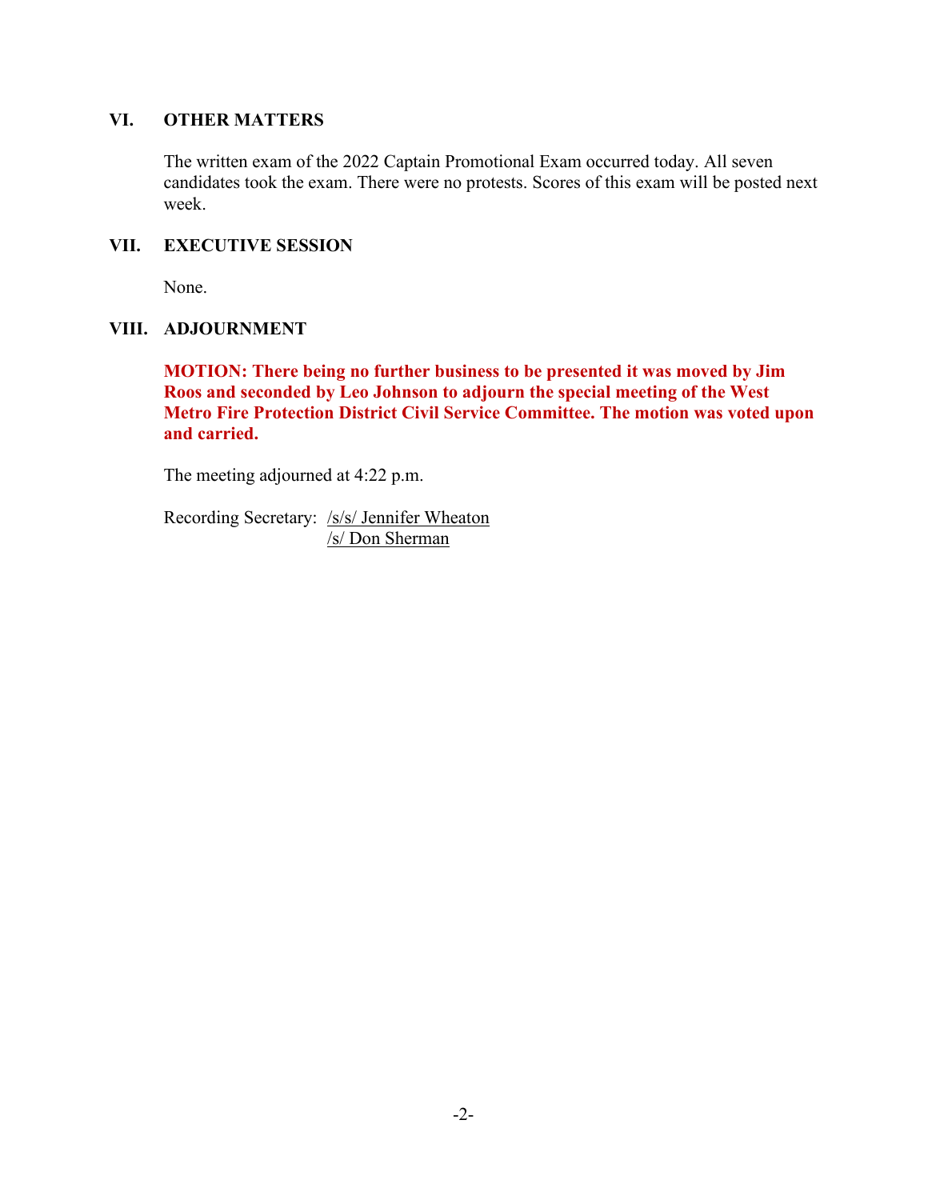## VI. OTHER MATTERS

The written exam of the 2022 Captain Promotional Exam occurred today. All seven candidates took the exam. There were no protests. Scores of this exam will be posted next week.

## VII. EXECUTIVE SESSION

None.

## VIII. ADJOURNMENT

**MOTION: There being no further business to be presented it was moved by Jim Roos and seconded by Leo Johnson to adjourn the special meeting of the West Metro Fire Protection District Civil Service Committee. The motion was voted upon and carried.**

The meeting adjourned at 4:22 p.m.

Recording Secretary: /s/s/ Jennifer Wheaton
/s/ Don Sherman